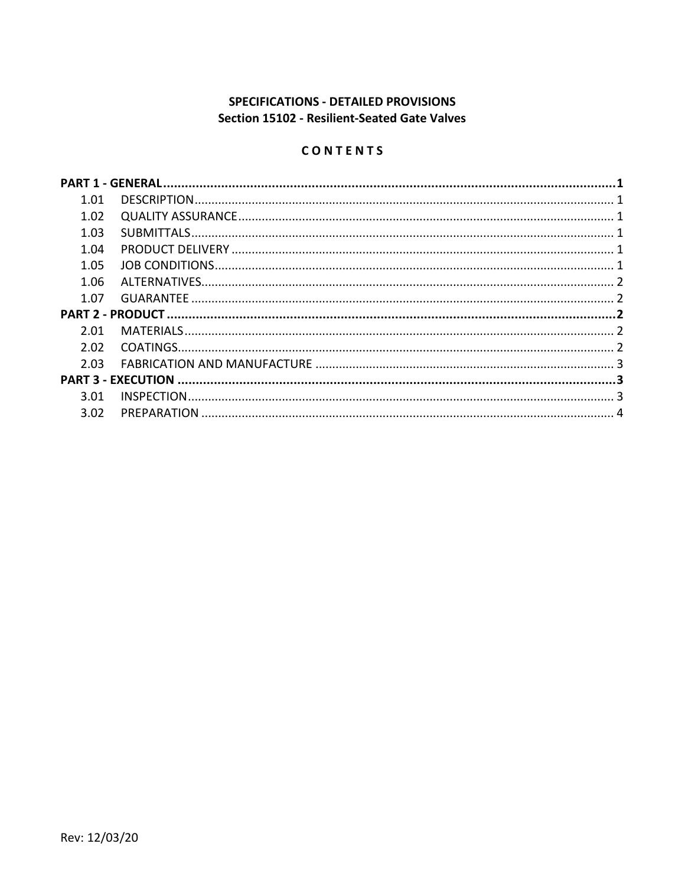**SPECIFICATIONS - DETAILED PROVISIONS**
**Section 15102 - Resilient-Seated Gate Valves**

**C O N T E N T S**

**PART 1 - GENERAL ........................................................ 1**

1.01 DESCRIPTION ........................................................ 1
1.02 QUALITY ASSURANCE ........................................................ 1
1.03 SUBMITTALS ........................................................ 1
1.04 PRODUCT DELIVERY ........................................................ 1
1.05 JOB CONDITIONS ........................................................ 1
1.06 ALTERNATIVES ........................................................ 2
1.07 GUARANTEE ........................................................ 2

**PART 2 - PRODUCT ........................................................ 2**

2.01 MATERIALS ........................................................ 2
2.02 COATINGS ........................................................ 2
2.03 FABRICATION AND MANUFACTURE ........................................................ 3

**PART 3 - EXECUTION ........................................................ 3**

3.01 INSPECTION ........................................................ 3
3.02 PREPARATION ........................................................ 4

Rev: 12/03/20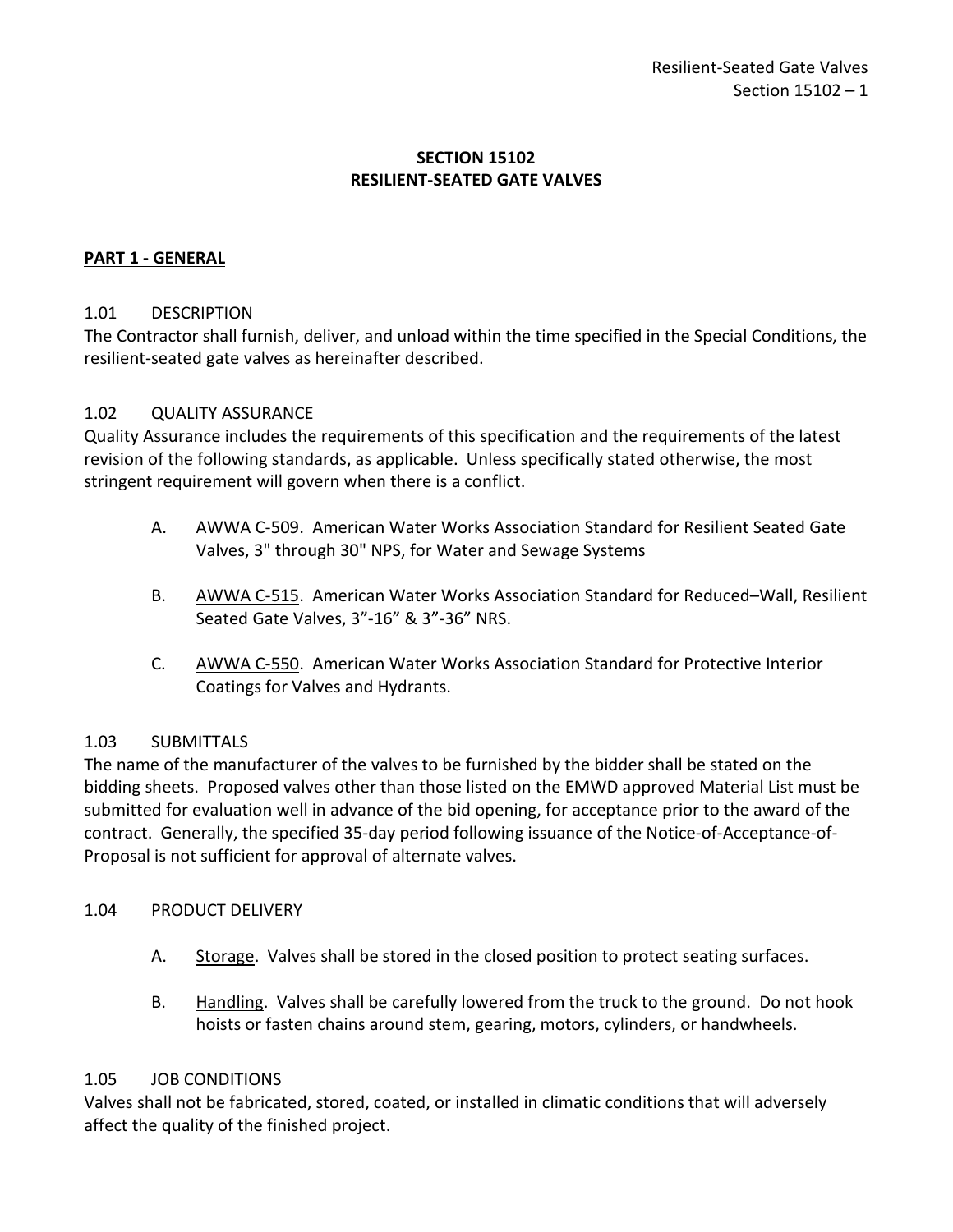# SECTION 15102
# RESILIENT-SEATED GATE VALVES

## PART 1 - GENERAL

### 1.01 DESCRIPTION

The Contractor shall furnish, deliver, and unload within the time specified in the Special Conditions, the resilient-seated gate valves as hereinafter described.

### 1.02 QUALITY ASSURANCE

Quality Assurance includes the requirements of this specification and the requirements of the latest revision of the following standards, as applicable. Unless specifically stated otherwise, the most stringent requirement will govern when there is a conflict.

A. AWWA C-509. American Water Works Association Standard for Resilient Seated Gate Valves, 3" through 30" NPS, for Water and Sewage Systems

B. AWWA C-515. American Water Works Association Standard for Reduced–Wall, Resilient Seated Gate Valves, 3”-16” & 3”-36” NRS.

C. AWWA C-550. American Water Works Association Standard for Protective Interior Coatings for Valves and Hydrants.

### 1.03 SUBMITTALS

The name of the manufacturer of the valves to be furnished by the bidder shall be stated on the bidding sheets. Proposed valves other than those listed on the EMWD approved Material List must be submitted for evaluation well in advance of the bid opening, for acceptance prior to the award of the contract. Generally, the specified 35-day period following issuance of the Notice-of-Acceptance-of-Proposal is not sufficient for approval of alternate valves.

### 1.04 PRODUCT DELIVERY

A. Storage. Valves shall be stored in the closed position to protect seating surfaces.

B. Handling. Valves shall be carefully lowered from the truck to the ground. Do not hook hoists or fasten chains around stem, gearing, motors, cylinders, or handwheels.

### 1.05 JOB CONDITIONS

Valves shall not be fabricated, stored, coated, or installed in climatic conditions that will adversely affect the quality of the finished project.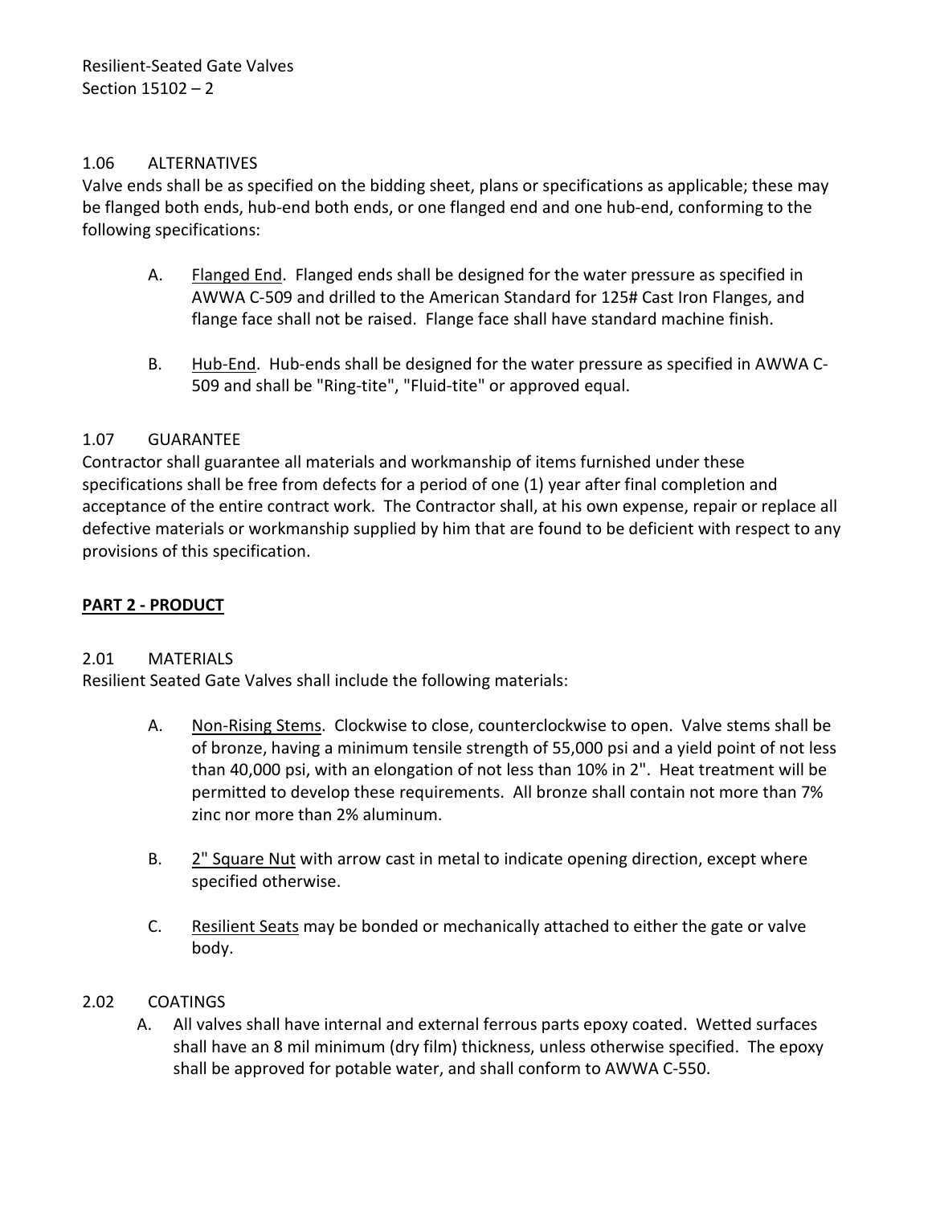## 1.06 ALTERNATIVES

Valve ends shall be as specified on the bidding sheet, plans or specifications as applicable; these may be flanged both ends, hub-end both ends, or one flanged end and one hub-end, conforming to the following specifications:

A. Flanged End. Flanged ends shall be designed for the water pressure as specified in AWWA C-509 and drilled to the American Standard for 125# Cast Iron Flanges, and flange face shall not be raised. Flange face shall have standard machine finish.

B. Hub-End. Hub-ends shall be designed for the water pressure as specified in AWWA C-509 and shall be "Ring-tite", "Fluid-tite" or approved equal.

## 1.07 GUARANTEE

Contractor shall guarantee all materials and workmanship of items furnished under these specifications shall be free from defects for a period of one (1) year after final completion and acceptance of the entire contract work. The Contractor shall, at his own expense, repair or replace all defective materials or workmanship supplied by him that are found to be deficient with respect to any provisions of this specification.

# PART 2 - PRODUCT

## 2.01 MATERIALS

Resilient Seated Gate Valves shall include the following materials:

A. Non-Rising Stems. Clockwise to close, counterclockwise to open. Valve stems shall be of bronze, having a minimum tensile strength of 55,000 psi and a yield point of not less than 40,000 psi, with an elongation of not less than 10% in 2". Heat treatment will be permitted to develop these requirements. All bronze shall contain not more than 7% zinc nor more than 2% aluminum.

B. 2" Square Nut with arrow cast in metal to indicate opening direction, except where specified otherwise.

C. Resilient Seats may be bonded or mechanically attached to either the gate or valve body.

## 2.02 COATINGS

A. All valves shall have internal and external ferrous parts epoxy coated. Wetted surfaces shall have an 8 mil minimum (dry film) thickness, unless otherwise specified. The epoxy shall be approved for potable water, and shall conform to AWWA C-550.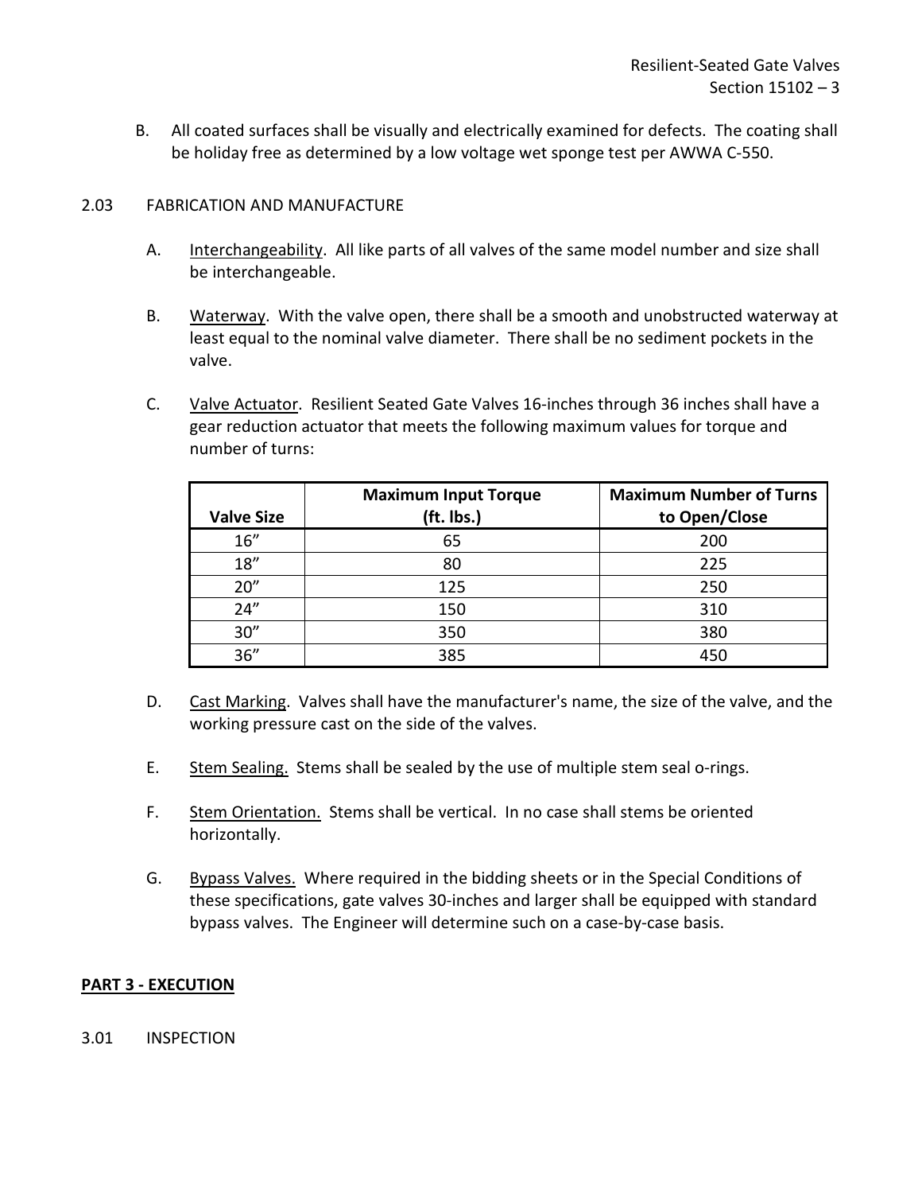B. All coated surfaces shall be visually and electrically examined for defects. The coating shall be holiday free as determined by a low voltage wet sponge test per AWWA C-550.

2.03 FABRICATION AND MANUFACTURE

A. Interchangeability. All like parts of all valves of the same model number and size shall be interchangeable.

B. Waterway. With the valve open, there shall be a smooth and unobstructed waterway at least equal to the nominal valve diameter. There shall be no sediment pockets in the valve.

C. Valve Actuator. Resilient Seated Gate Valves 16-inches through 36 inches shall have a gear reduction actuator that meets the following maximum values for torque and number of turns:

| Valve Size | Maximum Input Torque (ft. lbs.) | Maximum Number of Turns to Open/Close |
|---|---|---|
| 16" | 65 | 200 |
| 18" | 80 | 225 |
| 20" | 125 | 250 |
| 24" | 150 | 310 |
| 30" | 350 | 380 |
| 36" | 385 | 450 |

D. Cast Marking. Valves shall have the manufacturer's name, the size of the valve, and the working pressure cast on the side of the valves.

E. Stem Sealing. Stems shall be sealed by the use of multiple stem seal o-rings.

F. Stem Orientation. Stems shall be vertical. In no case shall stems be oriented horizontally.

G. Bypass Valves. Where required in the bidding sheets or in the Special Conditions of these specifications, gate valves 30-inches and larger shall be equipped with standard bypass valves. The Engineer will determine such on a case-by-case basis.

**PART 3 - EXECUTION**

3.01 INSPECTION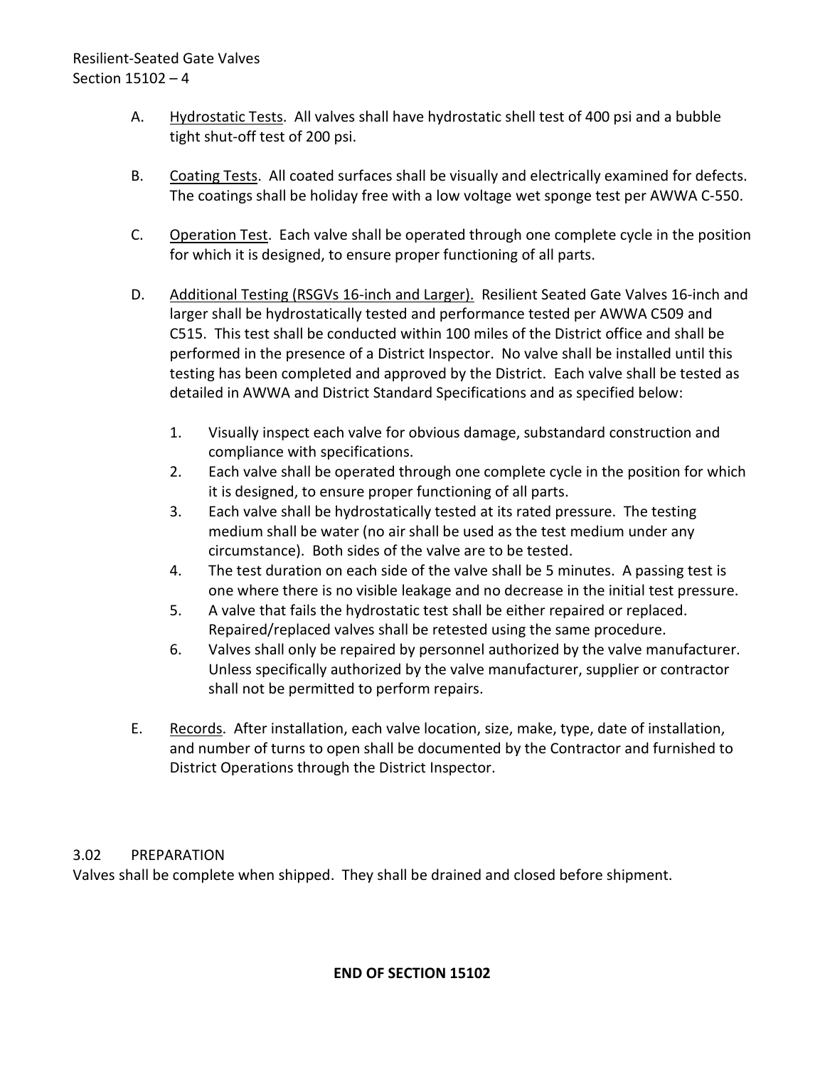A. <u>Hydrostatic Tests</u>. All valves shall have hydrostatic shell test of 400 psi and a bubble tight shut-off test of 200 psi.

B. <u>Coating Tests</u>. All coated surfaces shall be visually and electrically examined for defects. The coatings shall be holiday free with a low voltage wet sponge test per AWWA C-550.

C. <u>Operation Test</u>. Each valve shall be operated through one complete cycle in the position for which it is designed, to ensure proper functioning of all parts.

D. <u>Additional Testing (RSGVs 16-inch and Larger).</u> Resilient Seated Gate Valves 16-inch and larger shall be hydrostatically tested and performance tested per AWWA C509 and C515. This test shall be conducted within 100 miles of the District office and shall be performed in the presence of a District Inspector. No valve shall be installed until this testing has been completed and approved by the District. Each valve shall be tested as detailed in AWWA and District Standard Specifications and as specified below:

1. Visually inspect each valve for obvious damage, substandard construction and compliance with specifications.
2. Each valve shall be operated through one complete cycle in the position for which it is designed, to ensure proper functioning of all parts.
3. Each valve shall be hydrostatically tested at its rated pressure. The testing medium shall be water (no air shall be used as the test medium under any circumstance). Both sides of the valve are to be tested.
4. The test duration on each side of the valve shall be 5 minutes. A passing test is one where there is no visible leakage and no decrease in the initial test pressure.
5. A valve that fails the hydrostatic test shall be either repaired or replaced. Repaired/replaced valves shall be retested using the same procedure.
6. Valves shall only be repaired by personnel authorized by the valve manufacturer. Unless specifically authorized by the valve manufacturer, supplier or contractor shall not be permitted to perform repairs.

E. <u>Records</u>. After installation, each valve location, size, make, type, date of installation, and number of turns to open shall be documented by the Contractor and furnished to District Operations through the District Inspector.

## 3.02 PREPARATION

Valves shall be complete when shipped. They shall be drained and closed before shipment.

**END OF SECTION 15102**